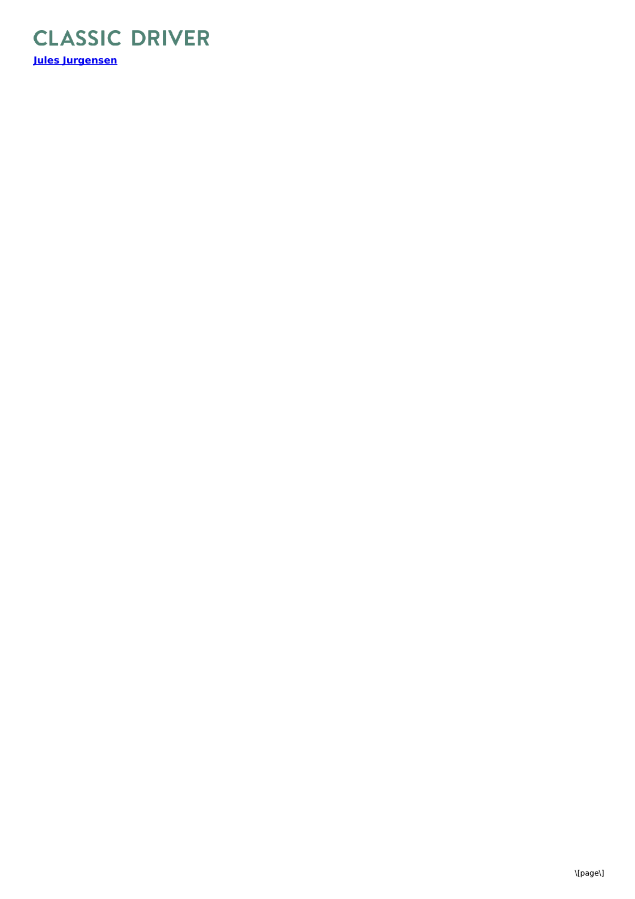**CLASSIC DRIVER**

**[Jules Jurgensen]**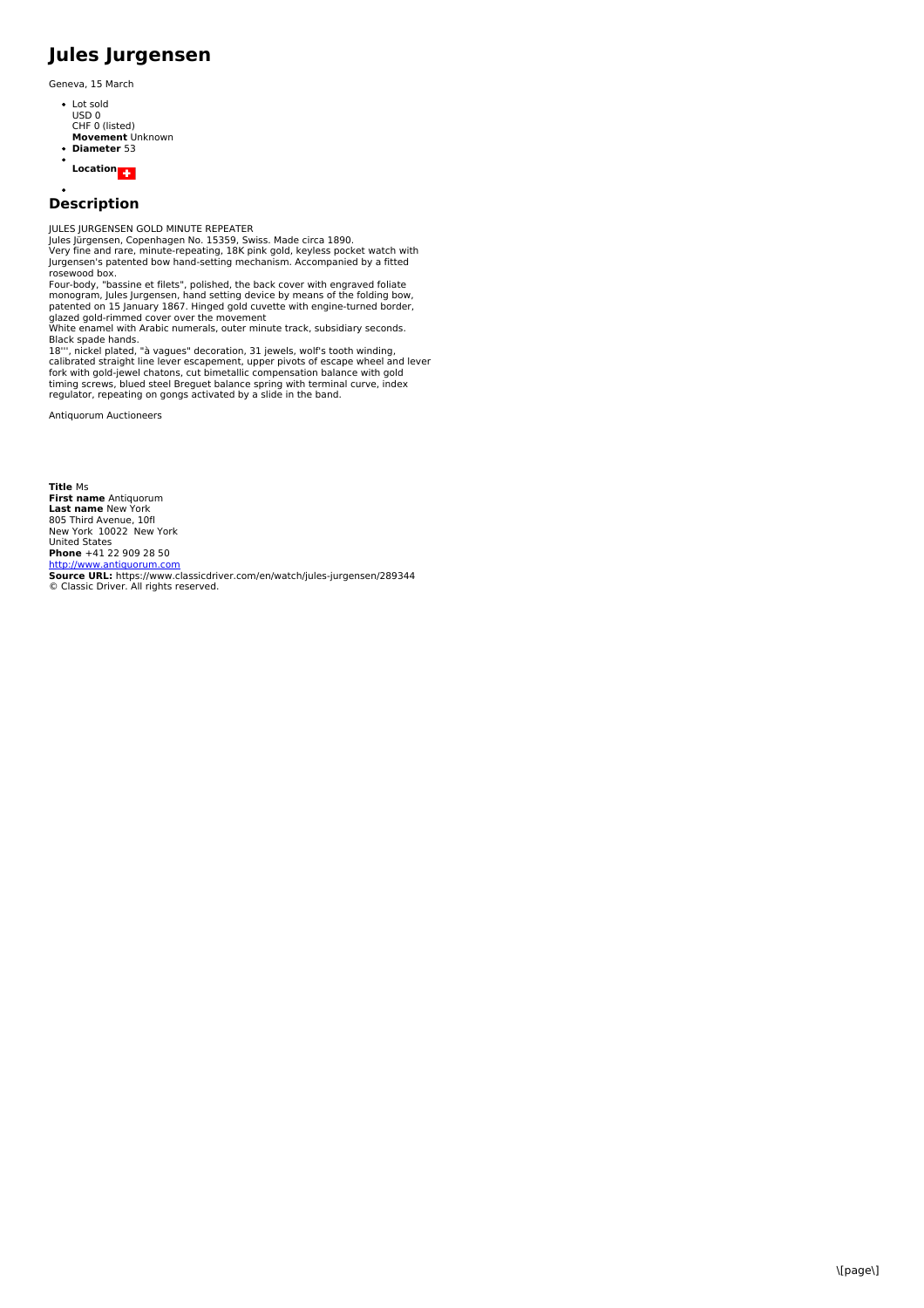# Jules Jurgensen

Geneva, 15 March

- Lot sold
  USD 0
  CHF 0 (listed)
  **Movement** Unknown
- **Diameter** 53
- **Location**

## Description

JULES JURGENSEN GOLD MINUTE REPEATER
Jules Jürgensen, Copenhagen No. 15359, Swiss. Made circa 1890.
Very fine and rare, minute-repeating, 18K pink gold, keyless pocket watch with Jurgensen's patented bow hand-setting mechanism. Accompanied by a fitted rosewood box.
Four-body, "bassine et filets", polished, the back cover with engraved foliate monogram, Jules Jurgensen, hand setting device by means of the folding bow, patented on 15 January 1867. Hinged gold cuvette with engine-turned border, glazed gold-rimmed cover over the movement
White enamel with Arabic numerals, outer minute track, subsidiary seconds. Black spade hands.
18''', nickel plated, "à vagues" decoration, 31 jewels, wolf's tooth winding, calibrated straight line lever escapement, upper pivots of escape wheel and lever fork with gold-jewel chatons, cut bimetallic compensation balance with gold timing screws, blued steel Breguet balance spring with terminal curve, index regulator, repeating on gongs activated by a slide in the band.

Antiquorum Auctioneers

**Title** Ms
**First name** Antiquorum
**Last name** New York
805 Third Avenue, 10fl
New York 10022 New York
United States
**Phone** +41 22 909 28 50
http://www.antiquorum.com
**Source URL:** https://www.classicdriver.com/en/watch/jules-jurgensen/289344
© Classic Driver. All rights reserved.